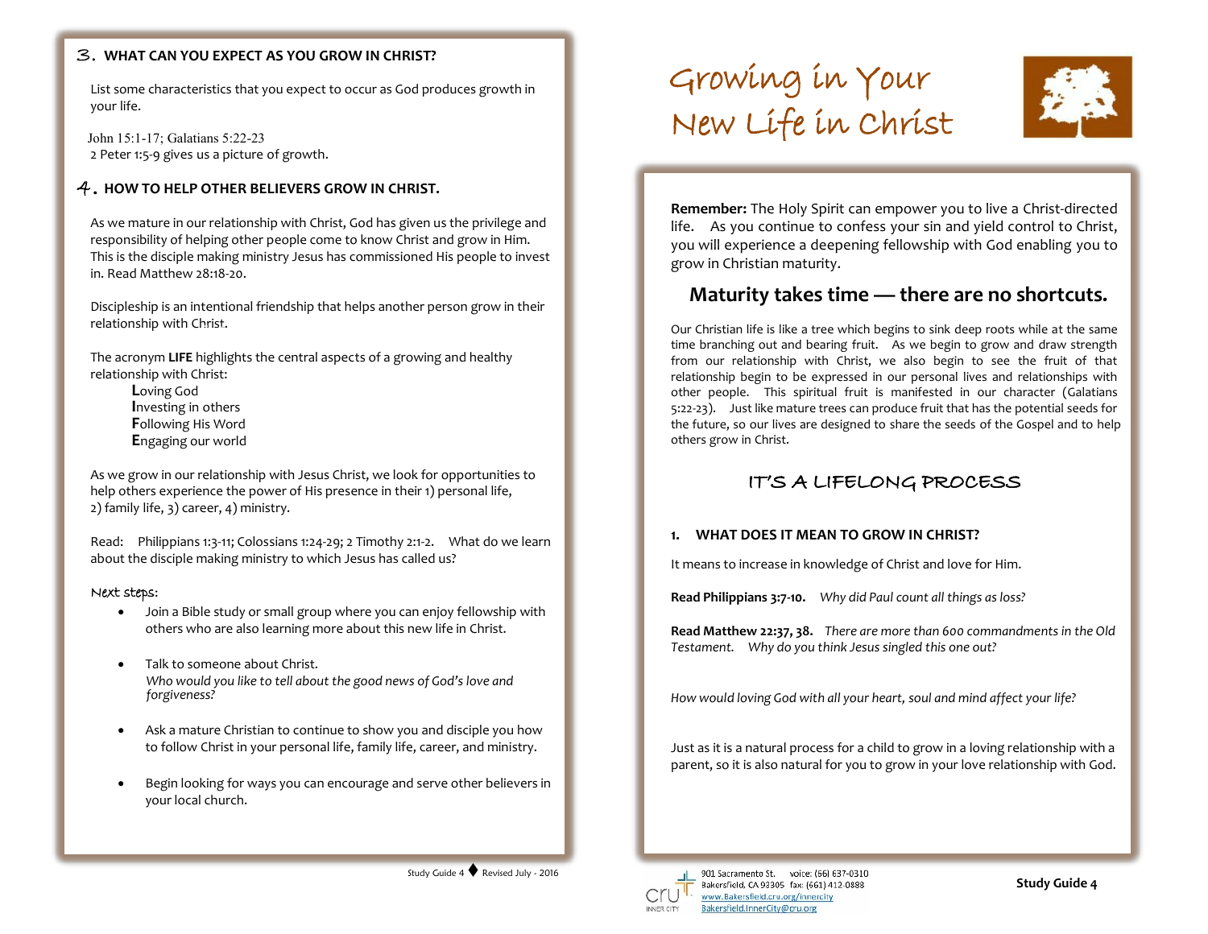# Growing in Your New Life in Christ

**Remember:** The Holy Spirit can empower you to live a Christ-directed life. As you continue to confess your sin and yield control to Christ, you will experience a deepening fellowship with God enabling you to grow in Christian maturity.

## Maturity takes time — there are no shortcuts.

Our Christian life is like a tree which begins to sink deep roots while at the same time branching out and bearing fruit. As we begin to grow and draw strength from our relationship with Christ, we also begin to see the fruit of that relationship begin to be expressed in our personal lives and relationships with other people. This spiritual fruit is manifested in our character (Galatians 5:22-23). Just like mature trees can produce fruit that has the potential seeds for the future, so our lives are designed to share the seeds of the Gospel and to help others grow in Christ.

## IT'S A LIFELONG PROCESS

### 1. WHAT DOES IT MEAN TO GROW IN CHRIST?

It means to increase in knowledge of Christ and love for Him.

**Read Philippians 3:7-10.** *Why did Paul count all things as loss?*

**Read Matthew 22:37, 38.** *There are more than 600 commandments in the Old Testament. Why do you think Jesus singled this one out?*

*How would loving God with all your heart, soul and mind affect your life?*

Just as it is a natural process for a child to grow in a loving relationship with a parent, so it is also natural for you to grow in your love relationship with God.

### 3. WHAT CAN YOU EXPECT AS YOU GROW IN CHRIST?

List some characteristics that you expect to occur as God produces growth in your life.

John 15:1-17; Galatians 5:22-23
2 Peter 1:5-9 gives us a picture of growth.

### 4. HOW TO HELP OTHER BELIEVERS GROW IN CHRIST.

As we mature in our relationship with Christ, God has given us the privilege and responsibility of helping other people come to know Christ and grow in Him. This is the disciple making ministry Jesus has commissioned His people to invest in. Read Matthew 28:18-20.

Discipleship is an intentional friendship that helps another person grow in their relationship with Christ.

The acronym **LIFE** highlights the central aspects of a growing and healthy relationship with Christ:

**L**oving God
**I**nvesting in others
**F**ollowing His Word
**E**ngaging our world

As we grow in our relationship with Jesus Christ, we look for opportunities to help others experience the power of His presence in their 1) personal life, 2) family life, 3) career, 4) ministry.

Read: Philippians 1:3-11; Colossians 1:24-29; 2 Timothy 2:1-2. What do we learn about the disciple making ministry to which Jesus has called us?

Next steps:

- Join a Bible study or small group where you can enjoy fellowship with others who are also learning more about this new life in Christ.
- Talk to someone about Christ.
  *Who would you like to tell about the good news of God's love and forgiveness?*
- Ask a mature Christian to continue to show you and disciple you how to follow Christ in your personal life, family life, career, and ministry.
- Begin looking for ways you can encourage and serve other believers in your local church.

cru INNER CITY
901 Sacramento St. voice: (66) 637-0310
Bakersfield, CA 93305 fax: (661) 412-0888
www.Bakersfield.cru.org/innercity
Bakersfield.InnerCity@cru.org

Study Guide 4 ♦ Revised July - 2016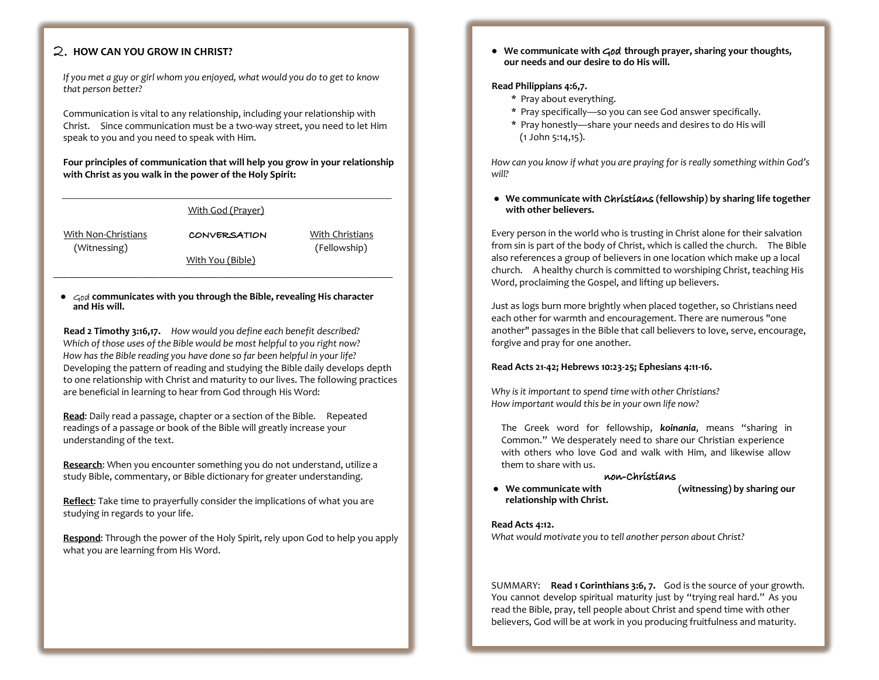## 2. HOW CAN YOU GROW IN CHRIST?

*If you met a guy or girl whom you enjoyed, what would you do to get to know that person better?*

Communication is vital to any relationship, including your relationship with Christ. Since communication must be a two-way street, you need to let Him speak to you and you need to speak with Him.

**Four principles of communication that will help you grow in your relationship with Christ as you walk in the power of the Holy Spirit:**

With God (Prayer)

With Non-Christians (Witnessing) — CONVERSATION — With Christians (Fellowship)

With You (Bible)

- **God communicates with you through the Bible, revealing His character and His will.**

**Read 2 Timothy 3:16,17.** *How would you define each benefit described? Which of those uses of the Bible would be most helpful to you right now? How has the Bible reading you have done so far been helpful in your life?*
Developing the pattern of reading and studying the Bible daily develops depth to one relationship with Christ and maturity to our lives. The following practices are beneficial in learning to hear from God through His Word:

**Read**: Daily read a passage, chapter or a section of the Bible. Repeated readings of a passage or book of the Bible will greatly increase your understanding of the text.

**Research**: When you encounter something you do not understand, utilize a study Bible, commentary, or Bible dictionary for greater understanding.

**Reflect**: Take time to prayerfully consider the implications of what you are studying in regards to your life.

**Respond**: Through the power of the Holy Spirit, rely upon God to help you apply what you are learning from His Word.

- **We communicate with God through prayer, sharing your thoughts, our needs and our desire to do His will.**

**Read Philippians 4:6,7.**

* Pray about everything.
* Pray specifically—so you can see God answer specifically.
* Pray honestly—share your needs and desires to do His will (1 John 5:14,15).

*How can you know if what you are praying for is really something within God's will?*

- **We communicate with Christians (fellowship) by sharing life together with other believers.**

Every person in the world who is trusting in Christ alone for their salvation from sin is part of the body of Christ, which is called the church. The Bible also references a group of believers in one location which make up a local church. A healthy church is committed to worshiping Christ, teaching His Word, proclaiming the Gospel, and lifting up believers.

Just as logs burn more brightly when placed together, so Christians need each other for warmth and encouragement. There are numerous "one another" passages in the Bible that call believers to love, serve, encourage, forgive and pray for one another.

**Read Acts 21-42; Hebrews 10:23-25; Ephesians 4:11-16.**

*Why is it important to spend time with other Christians?*
*How important would this be in your own life now?*

The Greek word for fellowship, ***koinania***, means "sharing in Common." We desperately need to share our Christian experience with others who love God and walk with Him, and likewise allow them to share with us.

- **We communicate with non-Christians (witnessing) by sharing our relationship with Christ.**

**Read Acts 4:12.**
*What would motivate you to tell another person about Christ?*

SUMMARY: **Read 1 Corinthians 3:6, 7.** God is the source of your growth. You cannot develop spiritual maturity just by "trying real hard." As you read the Bible, pray, tell people about Christ and spend time with other believers, God will be at work in you producing fruitfulness and maturity.